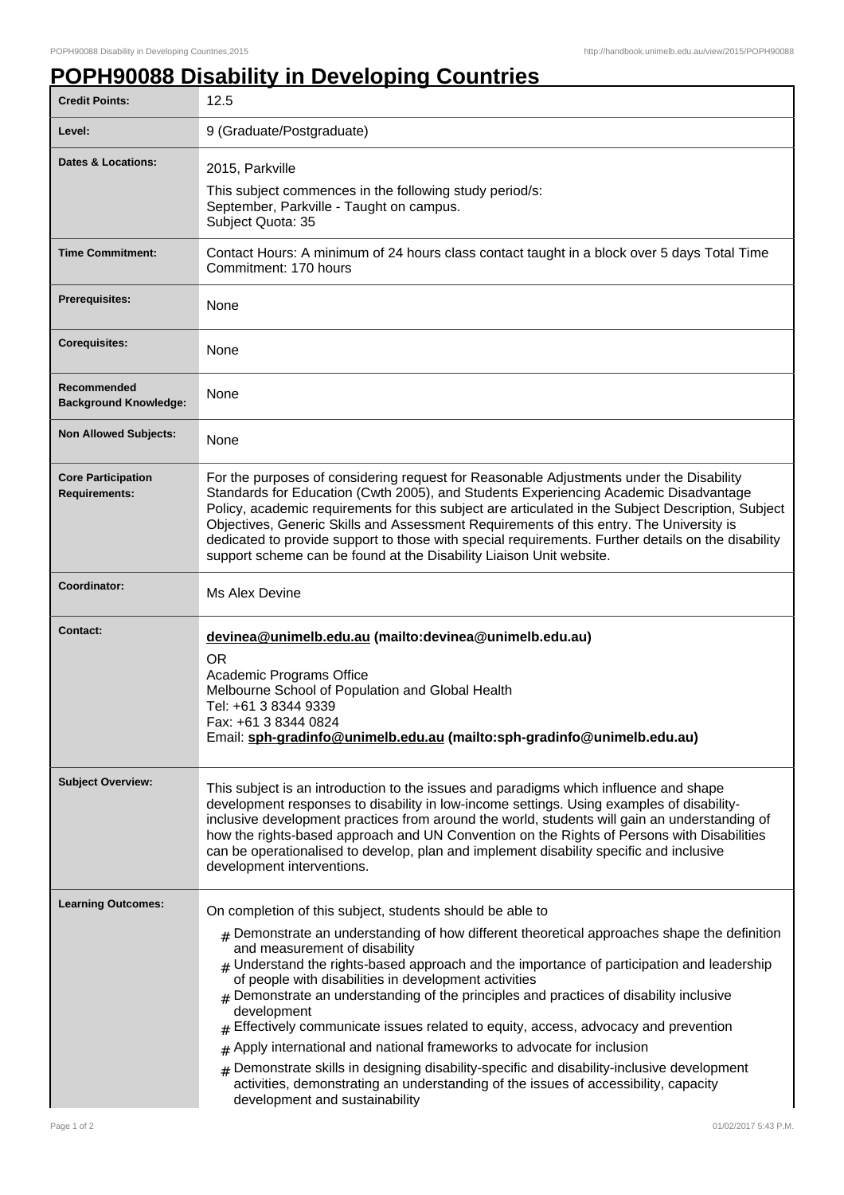# POPH90088 Disability in Developing Countries

| | |
|---|---|
| **Credit Points:** | 12.5 |
| **Level:** | 9 (Graduate/Postgraduate) |
| **Dates & Locations:** | 2015, Parkville<br>This subject commences in the following study period/s:<br>September, Parkville - Taught on campus.<br>Subject Quota: 35 |
| **Time Commitment:** | Contact Hours: A minimum of 24 hours class contact taught in a block over 5 days Total Time Commitment: 170 hours |
| **Prerequisites:** | None |
| **Corequisites:** | None |
| **Recommended Background Knowledge:** | None |
| **Non Allowed Subjects:** | None |
| **Core Participation Requirements:** | For the purposes of considering request for Reasonable Adjustments under the Disability Standards for Education (Cwth 2005), and Students Experiencing Academic Disadvantage Policy, academic requirements for this subject are articulated in the Subject Description, Subject Objectives, Generic Skills and Assessment Requirements of this entry. The University is dedicated to provide support to those with special requirements. Further details on the disability support scheme can be found at the Disability Liaison Unit website. |
| **Coordinator:** | Ms Alex Devine |
| **Contact:** | **devinea@unimelb.edu.au (mailto:devinea@unimelb.edu.au)**<br>OR<br>Academic Programs Office<br>Melbourne School of Population and Global Health<br>Tel: +61 3 8344 9339<br>Fax: +61 3 8344 0824<br>Email: **sph-gradinfo@unimelb.edu.au (mailto:sph-gradinfo@unimelb.edu.au)** |
| **Subject Overview:** | This subject is an introduction to the issues and paradigms which influence and shape development responses to disability in low-income settings. Using examples of disability-inclusive development practices from around the world, students will gain an understanding of how the rights-based approach and UN Convention on the Rights of Persons with Disabilities can be operationalised to develop, plan and implement disability specific and inclusive development interventions. |
| **Learning Outcomes:** | On completion of this subject, students should be able to<br># Demonstrate an understanding of how different theoretical approaches shape the definition and measurement of disability<br># Understand the rights-based approach and the importance of participation and leadership of people with disabilities in development activities<br># Demonstrate an understanding of the principles and practices of disability inclusive development<br># Effectively communicate issues related to equity, access, advocacy and prevention<br># Apply international and national frameworks to advocate for inclusion<br># Demonstrate skills in designing disability-specific and disability-inclusive development activities, demonstrating an understanding of the issues of accessibility, capacity development and sustainability |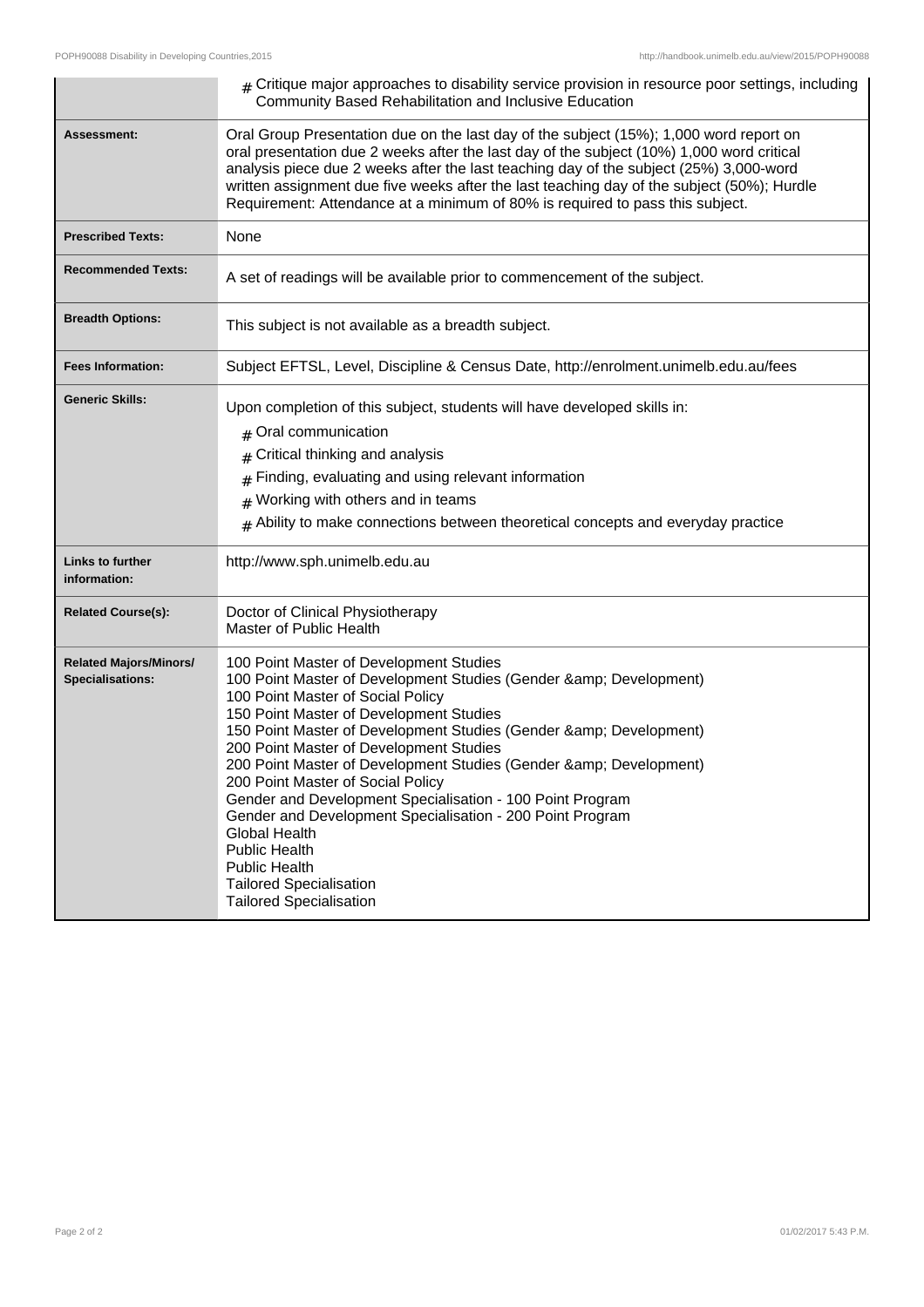| | |
|---|---|
| | # Critique major approaches to disability service provision in resource poor settings, including Community Based Rehabilitation and Inclusive Education |
| **Assessment:** | Oral Group Presentation due on the last day of the subject (15%); 1,000 word report on oral presentation due 2 weeks after the last day of the subject (10%) 1,000 word critical analysis piece due 2 weeks after the last teaching day of the subject (25%) 3,000-word written assignment due five weeks after the last teaching day of the subject (50%); Hurdle Requirement: Attendance at a minimum of 80% is required to pass this subject. |
| **Prescribed Texts:** | None |
| **Recommended Texts:** | A set of readings will be available prior to commencement of the subject. |
| **Breadth Options:** | This subject is not available as a breadth subject. |
| **Fees Information:** | Subject EFTSL, Level, Discipline & Census Date, http://enrolment.unimelb.edu.au/fees |
| **Generic Skills:** | Upon completion of this subject, students will have developed skills in:<br># Oral communication<br># Critical thinking and analysis<br># Finding, evaluating and using relevant information<br># Working with others and in teams<br># Ability to make connections between theoretical concepts and everyday practice |
| **Links to further information:** | http://www.sph.unimelb.edu.au |
| **Related Course(s):** | Doctor of Clinical Physiotherapy<br>Master of Public Health |
| **Related Majors/Minors/ Specialisations:** | 100 Point Master of Development Studies<br>100 Point Master of Development Studies (Gender &amp; Development)<br>100 Point Master of Social Policy<br>150 Point Master of Development Studies<br>150 Point Master of Development Studies (Gender &amp; Development)<br>200 Point Master of Development Studies<br>200 Point Master of Development Studies (Gender &amp; Development)<br>200 Point Master of Social Policy<br>Gender and Development Specialisation - 100 Point Program<br>Gender and Development Specialisation - 200 Point Program<br>Global Health<br>Public Health<br>Public Health<br>Tailored Specialisation<br>Tailored Specialisation |